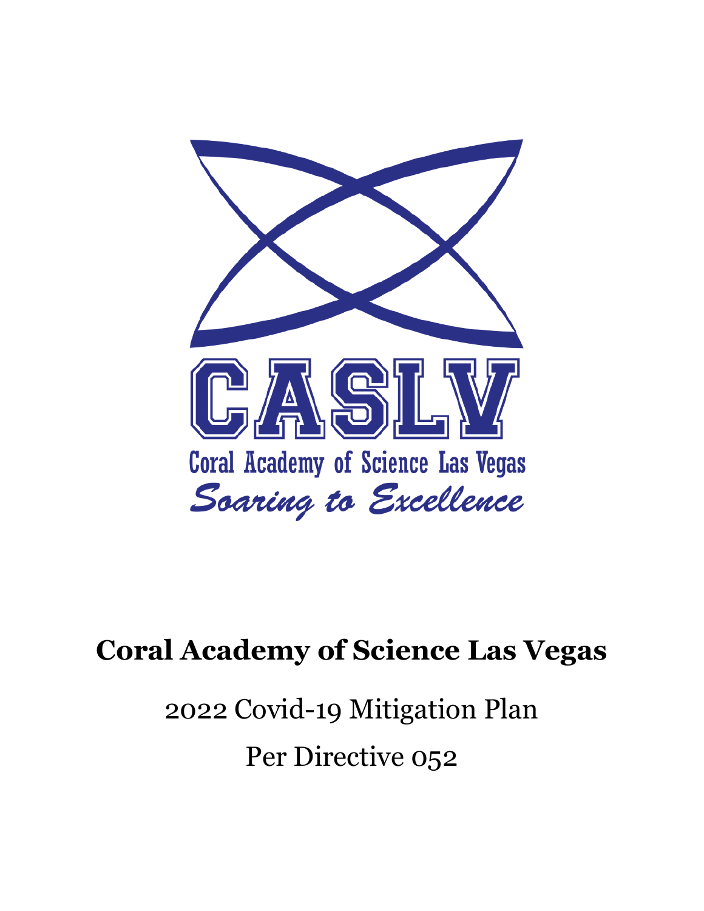CASLV

Coral Academy of Science Las Vegas

*Soaring to Excellence*

# Coral Academy of Science Las Vegas

2022 Covid-19 Mitigation Plan

Per Directive 052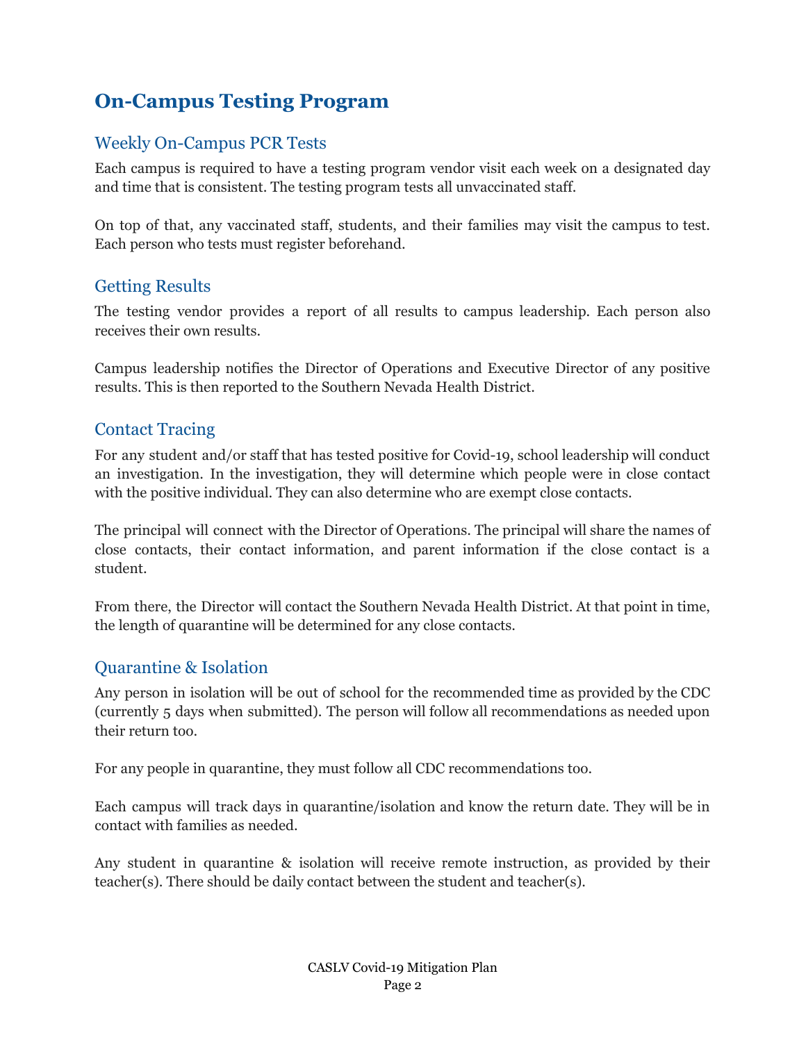## On-Campus Testing Program

### Weekly On-Campus PCR Tests

Each campus is required to have a testing program vendor visit each week on a designated day and time that is consistent. The testing program tests all unvaccinated staff.

On top of that, any vaccinated staff, students, and their families may visit the campus to test. Each person who tests must register beforehand.

### Getting Results

The testing vendor provides a report of all results to campus leadership. Each person also receives their own results.

Campus leadership notifies the Director of Operations and Executive Director of any positive results. This is then reported to the Southern Nevada Health District.

### Contact Tracing

For any student and/or staff that has tested positive for Covid-19, school leadership will conduct an investigation. In the investigation, they will determine which people were in close contact with the positive individual. They can also determine who are exempt close contacts.

The principal will connect with the Director of Operations. The principal will share the names of close contacts, their contact information, and parent information if the close contact is a student.

From there, the Director will contact the Southern Nevada Health District. At that point in time, the length of quarantine will be determined for any close contacts.

### Quarantine & Isolation

Any person in isolation will be out of school for the recommended time as provided by the CDC (currently 5 days when submitted). The person will follow all recommendations as needed upon their return too.

For any people in quarantine, they must follow all CDC recommendations too.

Each campus will track days in quarantine/isolation and know the return date. They will be in contact with families as needed.

Any student in quarantine & isolation will receive remote instruction, as provided by their teacher(s). There should be daily contact between the student and teacher(s).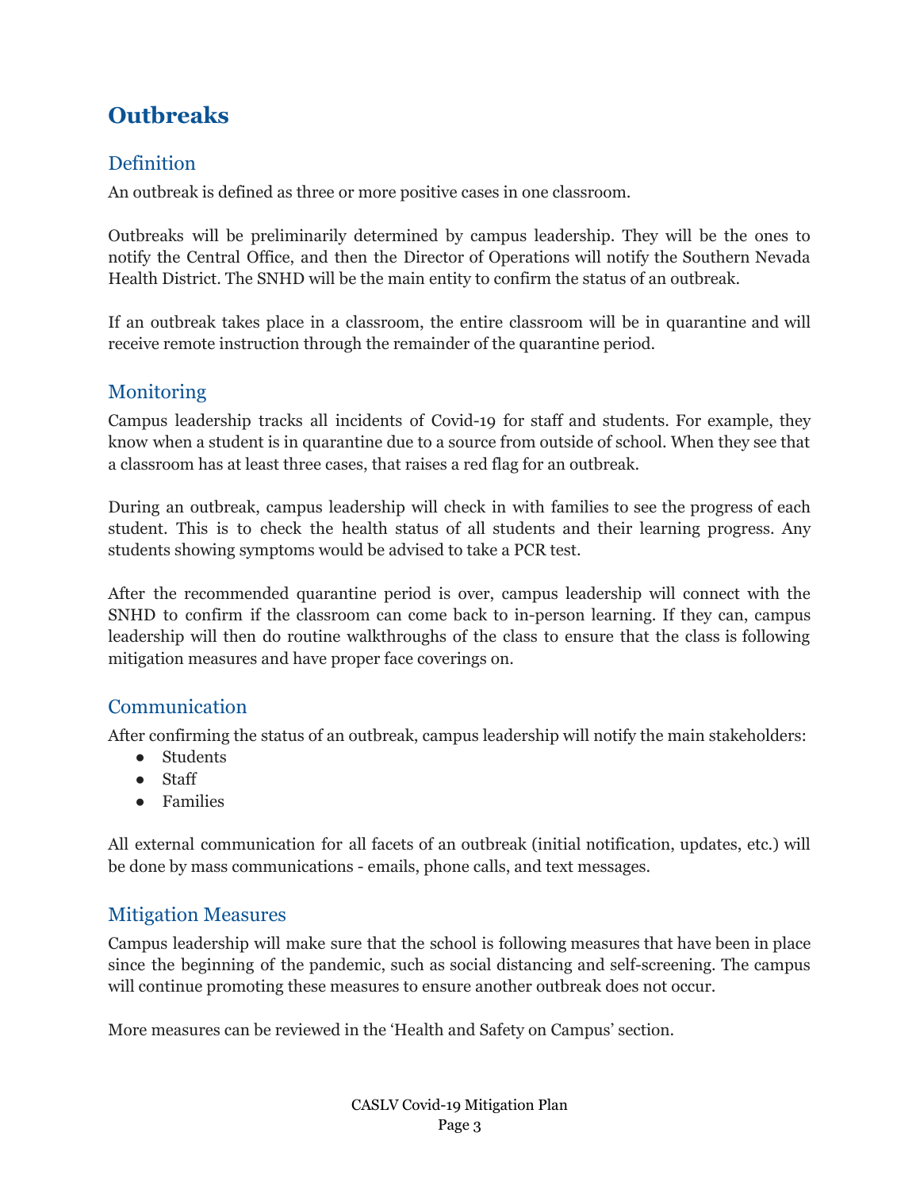# Outbreaks

## Definition

An outbreak is defined as three or more positive cases in one classroom.

Outbreaks will be preliminarily determined by campus leadership. They will be the ones to notify the Central Office, and then the Director of Operations will notify the Southern Nevada Health District. The SNHD will be the main entity to confirm the status of an outbreak.

If an outbreak takes place in a classroom, the entire classroom will be in quarantine and will receive remote instruction through the remainder of the quarantine period.

## Monitoring

Campus leadership tracks all incidents of Covid-19 for staff and students. For example, they know when a student is in quarantine due to a source from outside of school. When they see that a classroom has at least three cases, that raises a red flag for an outbreak.

During an outbreak, campus leadership will check in with families to see the progress of each student. This is to check the health status of all students and their learning progress. Any students showing symptoms would be advised to take a PCR test.

After the recommended quarantine period is over, campus leadership will connect with the SNHD to confirm if the classroom can come back to in-person learning. If they can, campus leadership will then do routine walkthroughs of the class to ensure that the class is following mitigation measures and have proper face coverings on.

## Communication

After confirming the status of an outbreak, campus leadership will notify the main stakeholders:

- Students
- Staff
- Families

All external communication for all facets of an outbreak (initial notification, updates, etc.) will be done by mass communications - emails, phone calls, and text messages.

## Mitigation Measures

Campus leadership will make sure that the school is following measures that have been in place since the beginning of the pandemic, such as social distancing and self-screening. The campus will continue promoting these measures to ensure another outbreak does not occur.

More measures can be reviewed in the 'Health and Safety on Campus' section.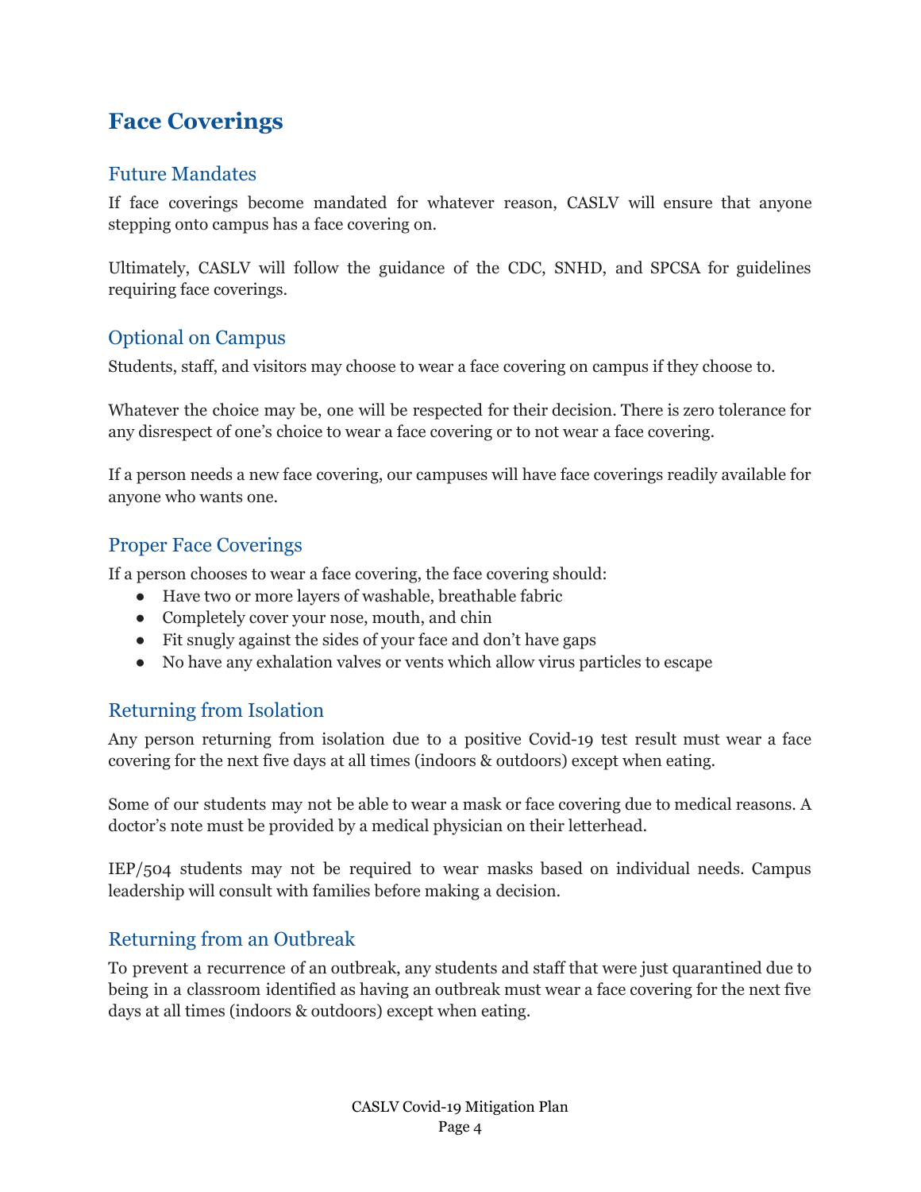# Face Coverings

## Future Mandates

If face coverings become mandated for whatever reason, CASLV will ensure that anyone stepping onto campus has a face covering on.

Ultimately, CASLV will follow the guidance of the CDC, SNHD, and SPCSA for guidelines requiring face coverings.

## Optional on Campus

Students, staff, and visitors may choose to wear a face covering on campus if they choose to.

Whatever the choice may be, one will be respected for their decision. There is zero tolerance for any disrespect of one's choice to wear a face covering or to not wear a face covering.

If a person needs a new face covering, our campuses will have face coverings readily available for anyone who wants one.

## Proper Face Coverings

If a person chooses to wear a face covering, the face covering should:

- Have two or more layers of washable, breathable fabric
- Completely cover your nose, mouth, and chin
- Fit snugly against the sides of your face and don't have gaps
- No have any exhalation valves or vents which allow virus particles to escape

## Returning from Isolation

Any person returning from isolation due to a positive Covid-19 test result must wear a face covering for the next five days at all times (indoors & outdoors) except when eating.

Some of our students may not be able to wear a mask or face covering due to medical reasons. A doctor's note must be provided by a medical physician on their letterhead.

IEP/504 students may not be required to wear masks based on individual needs. Campus leadership will consult with families before making a decision.

## Returning from an Outbreak

To prevent a recurrence of an outbreak, any students and staff that were just quarantined due to being in a classroom identified as having an outbreak must wear a face covering for the next five days at all times (indoors & outdoors) except when eating.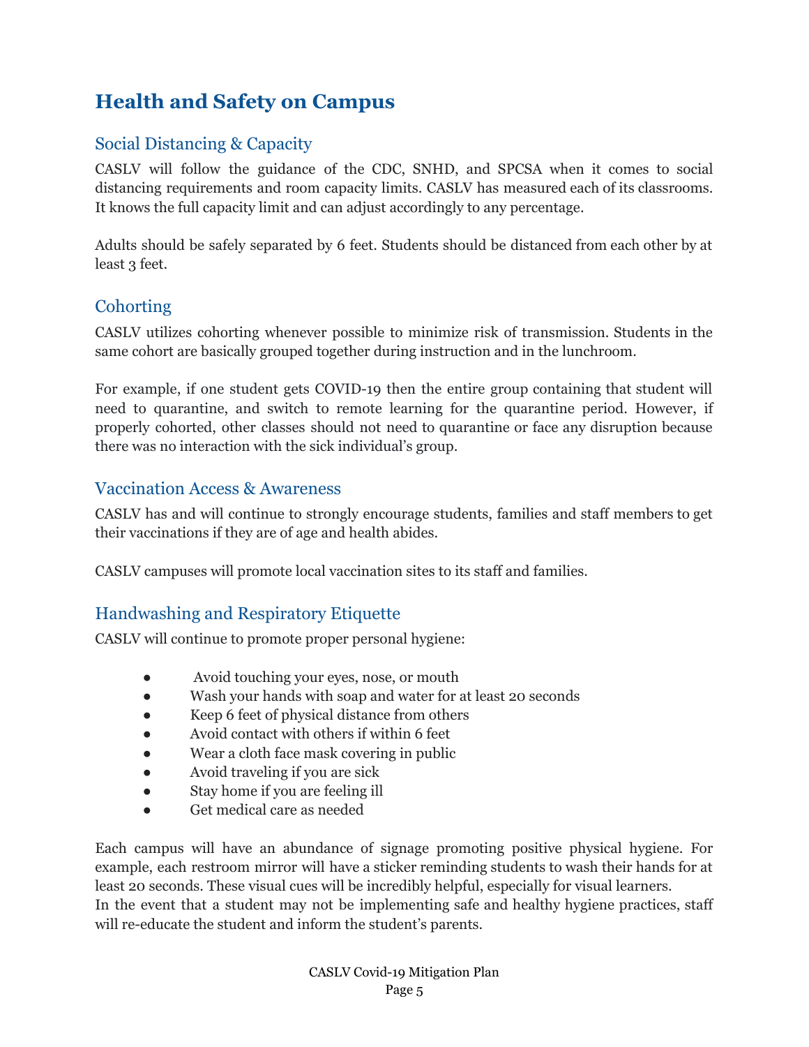# Health and Safety on Campus

## Social Distancing & Capacity

CASLV will follow the guidance of the CDC, SNHD, and SPCSA when it comes to social distancing requirements and room capacity limits. CASLV has measured each of its classrooms. It knows the full capacity limit and can adjust accordingly to any percentage.

Adults should be safely separated by 6 feet. Students should be distanced from each other by at least 3 feet.

## Cohorting

CASLV utilizes cohorting whenever possible to minimize risk of transmission. Students in the same cohort are basically grouped together during instruction and in the lunchroom.

For example, if one student gets COVID-19 then the entire group containing that student will need to quarantine, and switch to remote learning for the quarantine period. However, if properly cohorted, other classes should not need to quarantine or face any disruption because there was no interaction with the sick individual's group.

## Vaccination Access & Awareness

CASLV has and will continue to strongly encourage students, families and staff members to get their vaccinations if they are of age and health abides.

CASLV campuses will promote local vaccination sites to its staff and families.

## Handwashing and Respiratory Etiquette

CASLV will continue to promote proper personal hygiene:

- Avoid touching your eyes, nose, or mouth
- Wash your hands with soap and water for at least 20 seconds
- Keep 6 feet of physical distance from others
- Avoid contact with others if within 6 feet
- Wear a cloth face mask covering in public
- Avoid traveling if you are sick
- Stay home if you are feeling ill
- Get medical care as needed

Each campus will have an abundance of signage promoting positive physical hygiene. For example, each restroom mirror will have a sticker reminding students to wash their hands for at least 20 seconds. These visual cues will be incredibly helpful, especially for visual learners.
In the event that a student may not be implementing safe and healthy hygiene practices, staff will re-educate the student and inform the student's parents.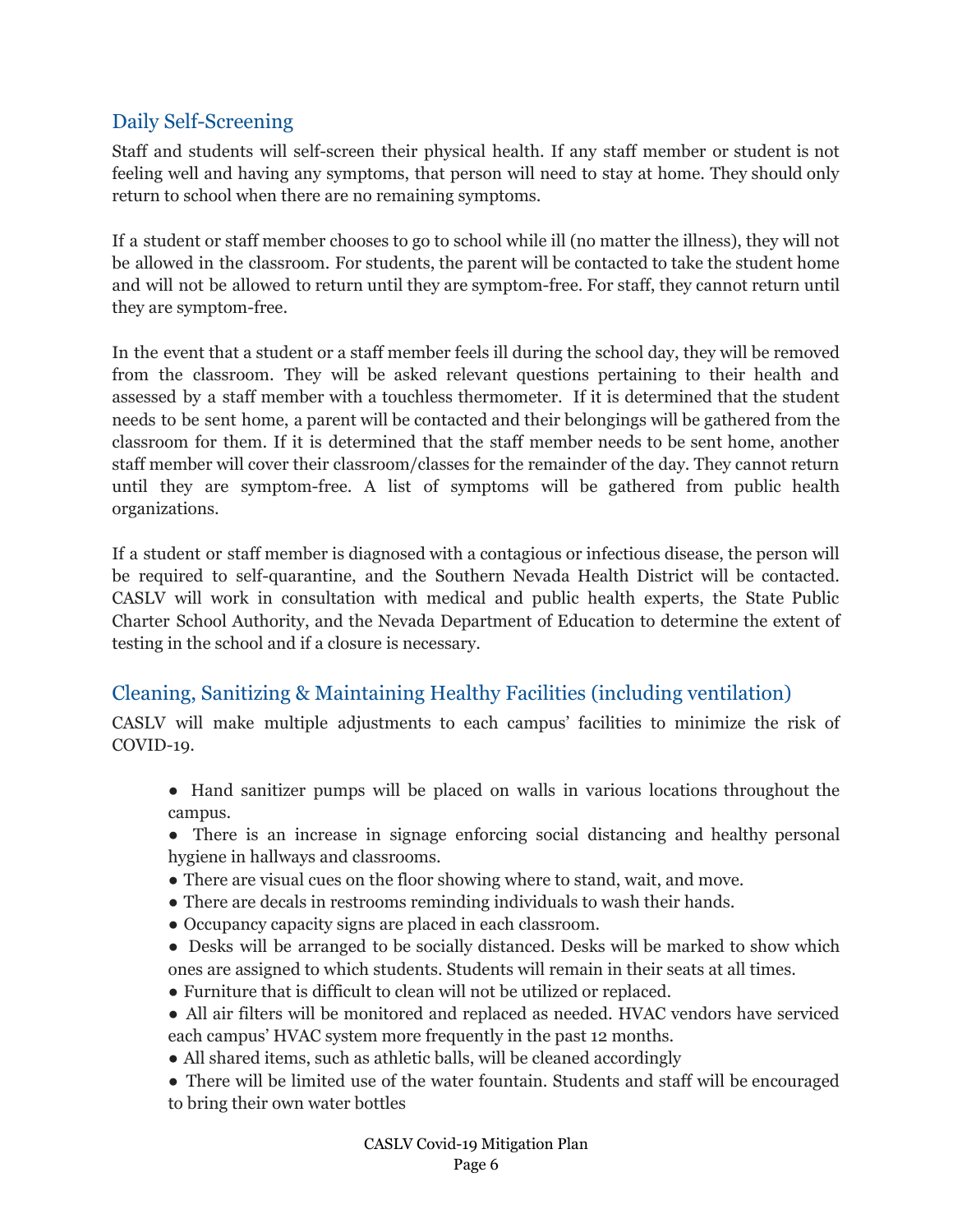## Daily Self-Screening

Staff and students will self-screen their physical health. If any staff member or student is not feeling well and having any symptoms, that person will need to stay at home. They should only return to school when there are no remaining symptoms.

If a student or staff member chooses to go to school while ill (no matter the illness), they will not be allowed in the classroom. For students, the parent will be contacted to take the student home and will not be allowed to return until they are symptom-free. For staff, they cannot return until they are symptom-free.

In the event that a student or a staff member feels ill during the school day, they will be removed from the classroom. They will be asked relevant questions pertaining to their health and assessed by a staff member with a touchless thermometer. If it is determined that the student needs to be sent home, a parent will be contacted and their belongings will be gathered from the classroom for them. If it is determined that the staff member needs to be sent home, another staff member will cover their classroom/classes for the remainder of the day. They cannot return until they are symptom-free. A list of symptoms will be gathered from public health organizations.

If a student or staff member is diagnosed with a contagious or infectious disease, the person will be required to self-quarantine, and the Southern Nevada Health District will be contacted. CASLV will work in consultation with medical and public health experts, the State Public Charter School Authority, and the Nevada Department of Education to determine the extent of testing in the school and if a closure is necessary.

## Cleaning, Sanitizing & Maintaining Healthy Facilities (including ventilation)

CASLV will make multiple adjustments to each campus' facilities to minimize the risk of COVID-19.

- Hand sanitizer pumps will be placed on walls in various locations throughout the campus.
- There is an increase in signage enforcing social distancing and healthy personal hygiene in hallways and classrooms.
- There are visual cues on the floor showing where to stand, wait, and move.
- There are decals in restrooms reminding individuals to wash their hands.
- Occupancy capacity signs are placed in each classroom.
- Desks will be arranged to be socially distanced. Desks will be marked to show which ones are assigned to which students. Students will remain in their seats at all times.
- Furniture that is difficult to clean will not be utilized or replaced.
- All air filters will be monitored and replaced as needed. HVAC vendors have serviced each campus' HVAC system more frequently in the past 12 months.
- All shared items, such as athletic balls, will be cleaned accordingly
- There will be limited use of the water fountain. Students and staff will be encouraged to bring their own water bottles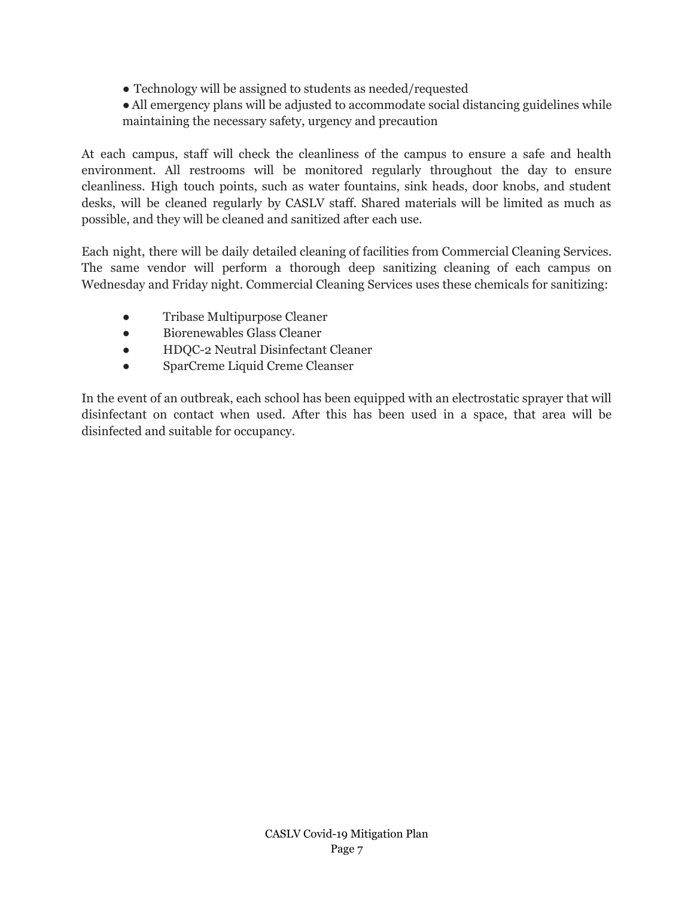- Technology will be assigned to students as needed/requested
- All emergency plans will be adjusted to accommodate social distancing guidelines while maintaining the necessary safety, urgency and precaution

At each campus, staff will check the cleanliness of the campus to ensure a safe and health environment. All restrooms will be monitored regularly throughout the day to ensure cleanliness. High touch points, such as water fountains, sink heads, door knobs, and student desks, will be cleaned regularly by CASLV staff. Shared materials will be limited as much as possible, and they will be cleaned and sanitized after each use.

Each night, there will be daily detailed cleaning of facilities from Commercial Cleaning Services. The same vendor will perform a thorough deep sanitizing cleaning of each campus on Wednesday and Friday night. Commercial Cleaning Services uses these chemicals for sanitizing:

- Tribase Multipurpose Cleaner
- Biorenewables Glass Cleaner
- HDQC-2 Neutral Disinfectant Cleaner
- SparCreme Liquid Creme Cleanser

In the event of an outbreak, each school has been equipped with an electrostatic sprayer that will disinfectant on contact when used. After this has been used in a space, that area will be disinfected and suitable for occupancy.